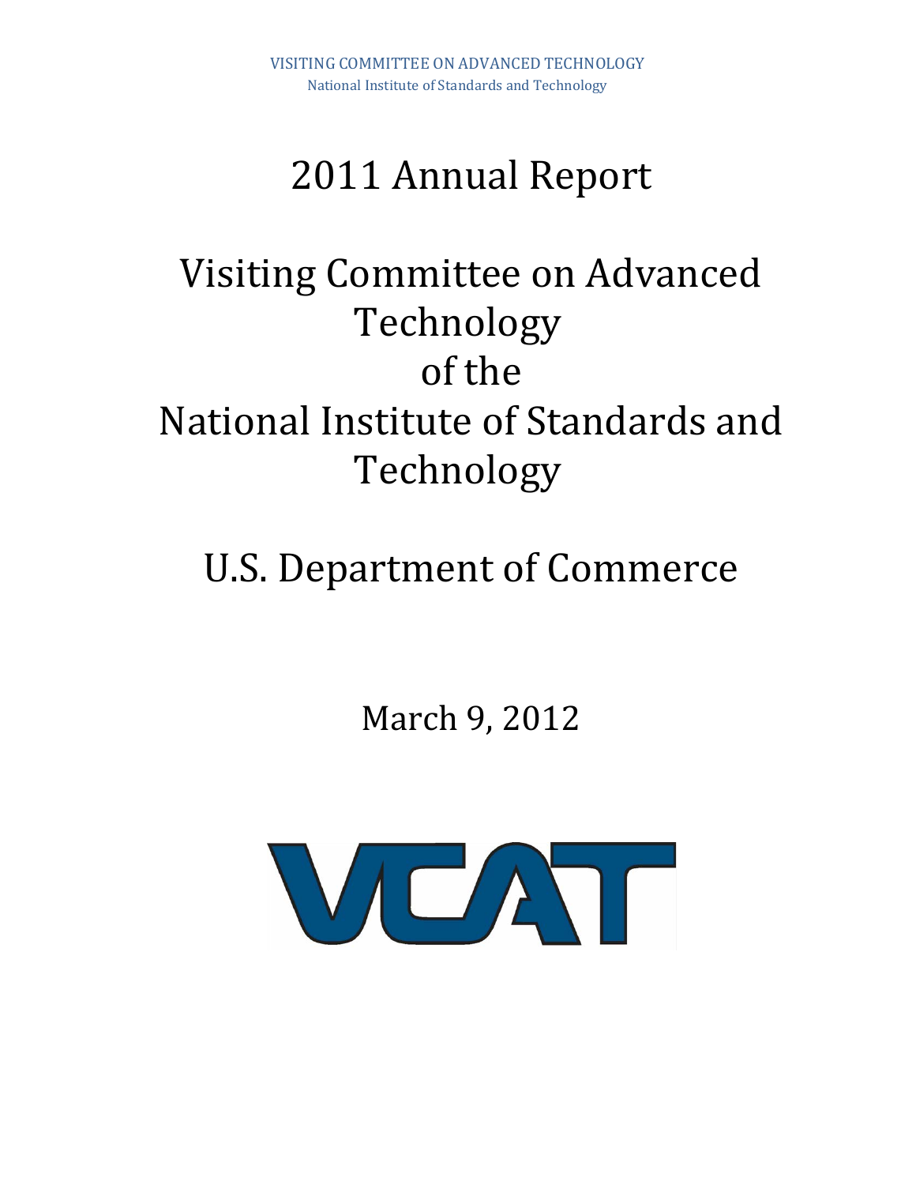VISITING COMMITTEE ON ADVANCED TECHNOLOGY
National Institute of Standards and Technology

# 2011 Annual Report

# Visiting Committee on Advanced Technology of the National Institute of Standards and Technology

# U.S. Department of Commerce

March 9, 2012

VCAT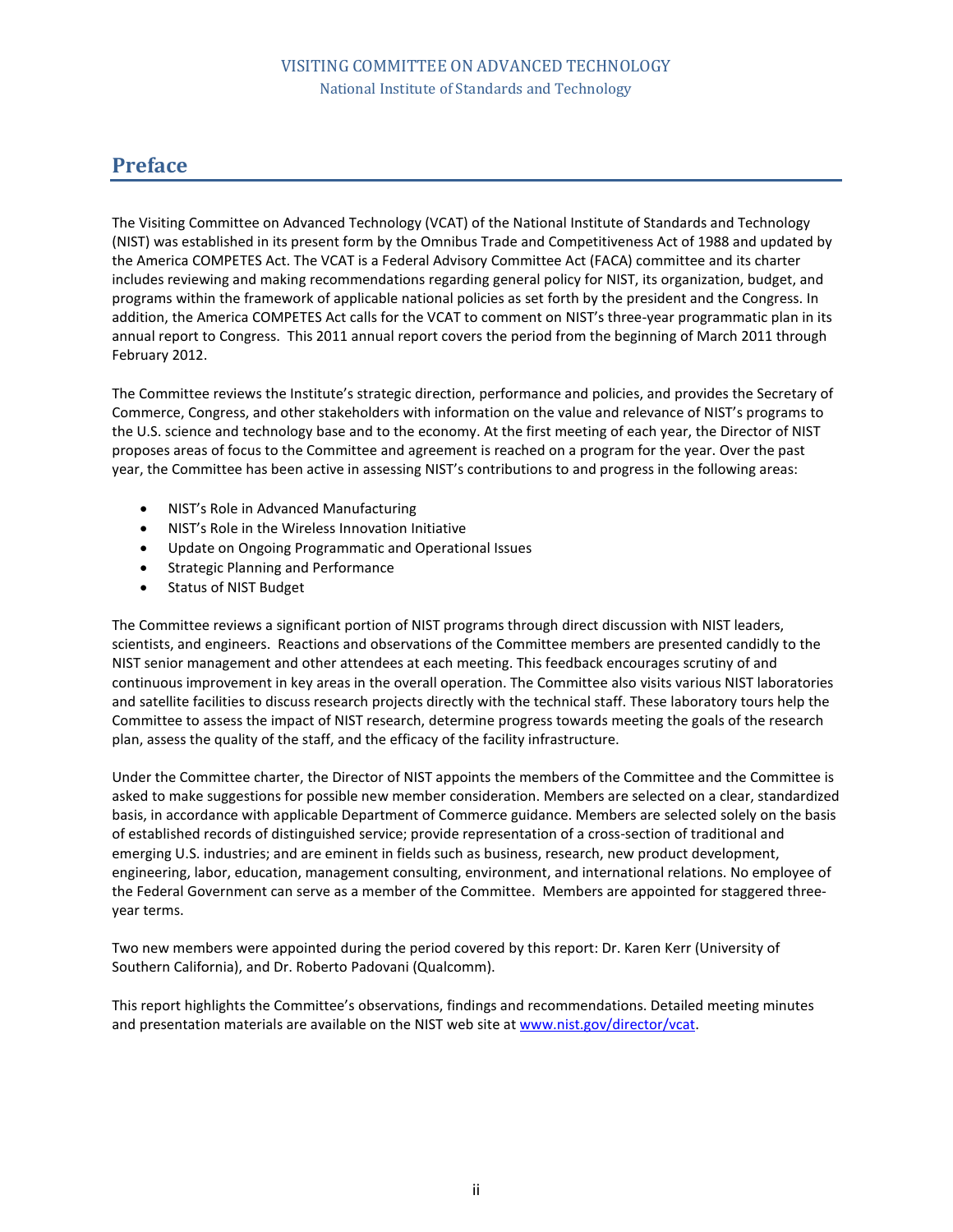# Preface

The Visiting Committee on Advanced Technology (VCAT) of the National Institute of Standards and Technology (NIST) was established in its present form by the Omnibus Trade and Competitiveness Act of 1988 and updated by the America COMPETES Act. The VCAT is a Federal Advisory Committee Act (FACA) committee and its charter includes reviewing and making recommendations regarding general policy for NIST, its organization, budget, and programs within the framework of applicable national policies as set forth by the president and the Congress. In addition, the America COMPETES Act calls for the VCAT to comment on NIST's three-year programmatic plan in its annual report to Congress. This 2011 annual report covers the period from the beginning of March 2011 through February 2012.

The Committee reviews the Institute's strategic direction, performance and policies, and provides the Secretary of Commerce, Congress, and other stakeholders with information on the value and relevance of NIST's programs to the U.S. science and technology base and to the economy. At the first meeting of each year, the Director of NIST proposes areas of focus to the Committee and agreement is reached on a program for the year. Over the past year, the Committee has been active in assessing NIST's contributions to and progress in the following areas:

- NIST's Role in Advanced Manufacturing
- NIST's Role in the Wireless Innovation Initiative
- Update on Ongoing Programmatic and Operational Issues
- Strategic Planning and Performance
- Status of NIST Budget

The Committee reviews a significant portion of NIST programs through direct discussion with NIST leaders, scientists, and engineers. Reactions and observations of the Committee members are presented candidly to the NIST senior management and other attendees at each meeting. This feedback encourages scrutiny of and continuous improvement in key areas in the overall operation. The Committee also visits various NIST laboratories and satellite facilities to discuss research projects directly with the technical staff. These laboratory tours help the Committee to assess the impact of NIST research, determine progress towards meeting the goals of the research plan, assess the quality of the staff, and the efficacy of the facility infrastructure.

Under the Committee charter, the Director of NIST appoints the members of the Committee and the Committee is asked to make suggestions for possible new member consideration. Members are selected on a clear, standardized basis, in accordance with applicable Department of Commerce guidance. Members are selected solely on the basis of established records of distinguished service; provide representation of a cross-section of traditional and emerging U.S. industries; and are eminent in fields such as business, research, new product development, engineering, labor, education, management consulting, environment, and international relations. No employee of the Federal Government can serve as a member of the Committee. Members are appointed for staggered three-year terms.

Two new members were appointed during the period covered by this report: Dr. Karen Kerr (University of Southern California), and Dr. Roberto Padovani (Qualcomm).

This report highlights the Committee's observations, findings and recommendations. Detailed meeting minutes and presentation materials are available on the NIST web site at www.nist.gov/director/vcat.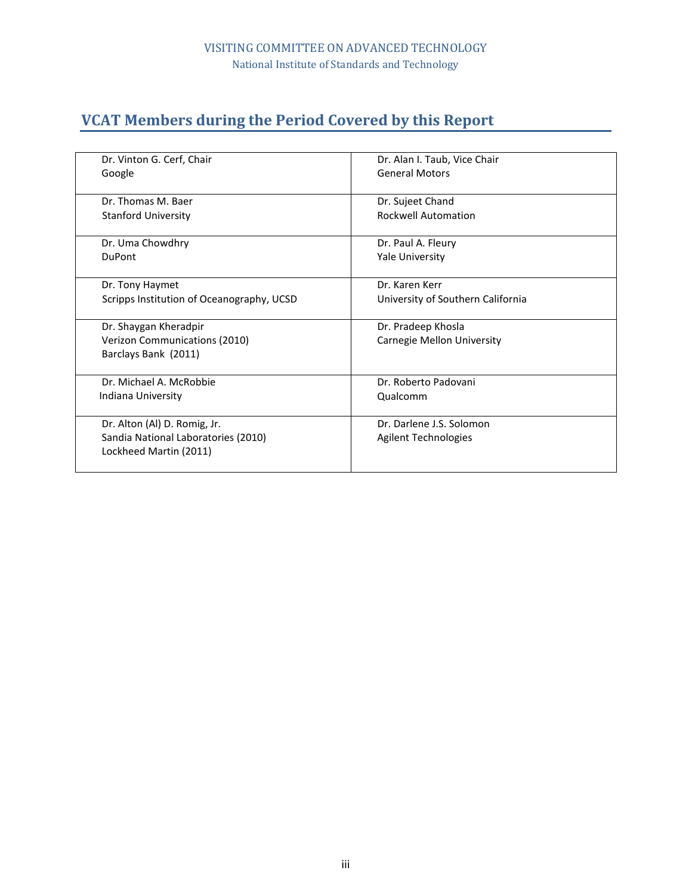## VCAT Members during the Period Covered by this Report

| | |
|---|---|
| Dr. Vinton G. Cerf, Chair<br>Google | Dr. Alan I. Taub, Vice Chair<br>General Motors |
| Dr. Thomas M. Baer<br>Stanford University | Dr. Sujeet Chand<br>Rockwell Automation |
| Dr. Uma Chowdhry<br>DuPont | Dr. Paul A. Fleury<br>Yale University |
| Dr. Tony Haymet<br>Scripps Institution of Oceanography, UCSD | Dr. Karen Kerr<br>University of Southern California |
| Dr. Shaygan Kheradpir<br>Verizon Communications (2010)<br>Barclays Bank (2011) | Dr. Pradeep Khosla<br>Carnegie Mellon University |
| Dr. Michael A. McRobbie<br>Indiana University | Dr. Roberto Padovani<br>Qualcomm |
| Dr. Alton (Al) D. Romig, Jr.<br>Sandia National Laboratories (2010)<br>Lockheed Martin (2011) | Dr. Darlene J.S. Solomon<br>Agilent Technologies |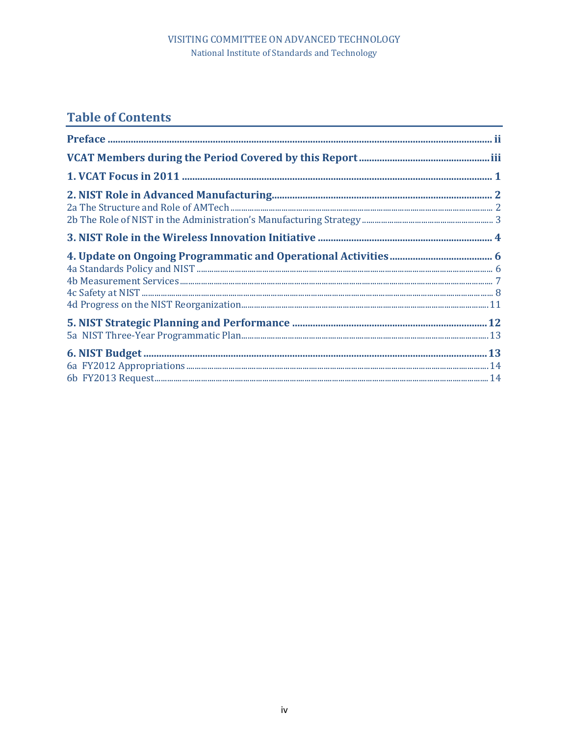## Table of Contents

**Preface** ..... ii

**VCAT Members during the Period Covered by this Report** ..... iii

**1. VCAT Focus in 2011** ..... 1

**2. NIST Role in Advanced Manufacturing** ..... 2

2a The Structure and Role of AMTech ..... 2

2b The Role of NIST in the Administration's Manufacturing Strategy ..... 3

**3. NIST Role in the Wireless Innovation Initiative** ..... 4

**4. Update on Ongoing Programmatic and Operational Activities** ..... 6

4a Standards Policy and NIST ..... 6

4b Measurement Services ..... 7

4c Safety at NIST ..... 8

4d Progress on the NIST Reorganization ..... 11

**5. NIST Strategic Planning and Performance** ..... 12

5a NIST Three-Year Programmatic Plan ..... 13

**6. NIST Budget** ..... 13

6a FY2012 Appropriations ..... 14

6b FY2013 Request ..... 14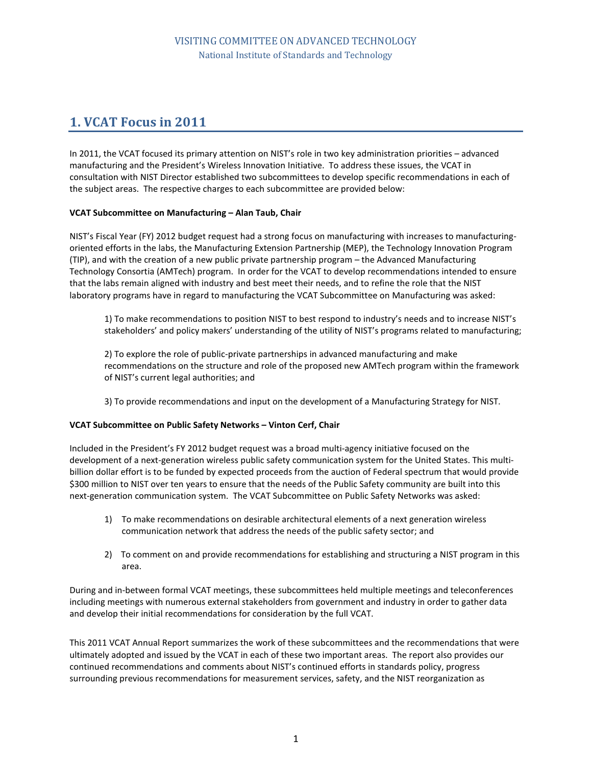# 1. VCAT Focus in 2011

In 2011, the VCAT focused its primary attention on NIST's role in two key administration priorities – advanced manufacturing and the President's Wireless Innovation Initiative. To address these issues, the VCAT in consultation with NIST Director established two subcommittees to develop specific recommendations in each of the subject areas. The respective charges to each subcommittee are provided below:

**VCAT Subcommittee on Manufacturing – Alan Taub, Chair**

NIST's Fiscal Year (FY) 2012 budget request had a strong focus on manufacturing with increases to manufacturing-oriented efforts in the labs, the Manufacturing Extension Partnership (MEP), the Technology Innovation Program (TIP), and with the creation of a new public private partnership program – the Advanced Manufacturing Technology Consortia (AMTech) program. In order for the VCAT to develop recommendations intended to ensure that the labs remain aligned with industry and best meet their needs, and to refine the role that the NIST laboratory programs have in regard to manufacturing the VCAT Subcommittee on Manufacturing was asked:

1) To make recommendations to position NIST to best respond to industry's needs and to increase NIST's stakeholders' and policy makers' understanding of the utility of NIST's programs related to manufacturing;

2) To explore the role of public-private partnerships in advanced manufacturing and make recommendations on the structure and role of the proposed new AMTech program within the framework of NIST's current legal authorities; and

3) To provide recommendations and input on the development of a Manufacturing Strategy for NIST.

**VCAT Subcommittee on Public Safety Networks – Vinton Cerf, Chair**

Included in the President's FY 2012 budget request was a broad multi-agency initiative focused on the development of a next-generation wireless public safety communication system for the United States. This multi-billion dollar effort is to be funded by expected proceeds from the auction of Federal spectrum that would provide $300 million to NIST over ten years to ensure that the needs of the Public Safety community are built into this next-generation communication system. The VCAT Subcommittee on Public Safety Networks was asked:

1) To make recommendations on desirable architectural elements of a next generation wireless communication network that address the needs of the public safety sector; and

2) To comment on and provide recommendations for establishing and structuring a NIST program in this area.

During and in-between formal VCAT meetings, these subcommittees held multiple meetings and teleconferences including meetings with numerous external stakeholders from government and industry in order to gather data and develop their initial recommendations for consideration by the full VCAT.

This 2011 VCAT Annual Report summarizes the work of these subcommittees and the recommendations that were ultimately adopted and issued by the VCAT in each of these two important areas. The report also provides our continued recommendations and comments about NIST's continued efforts in standards policy, progress surrounding previous recommendations for measurement services, safety, and the NIST reorganization as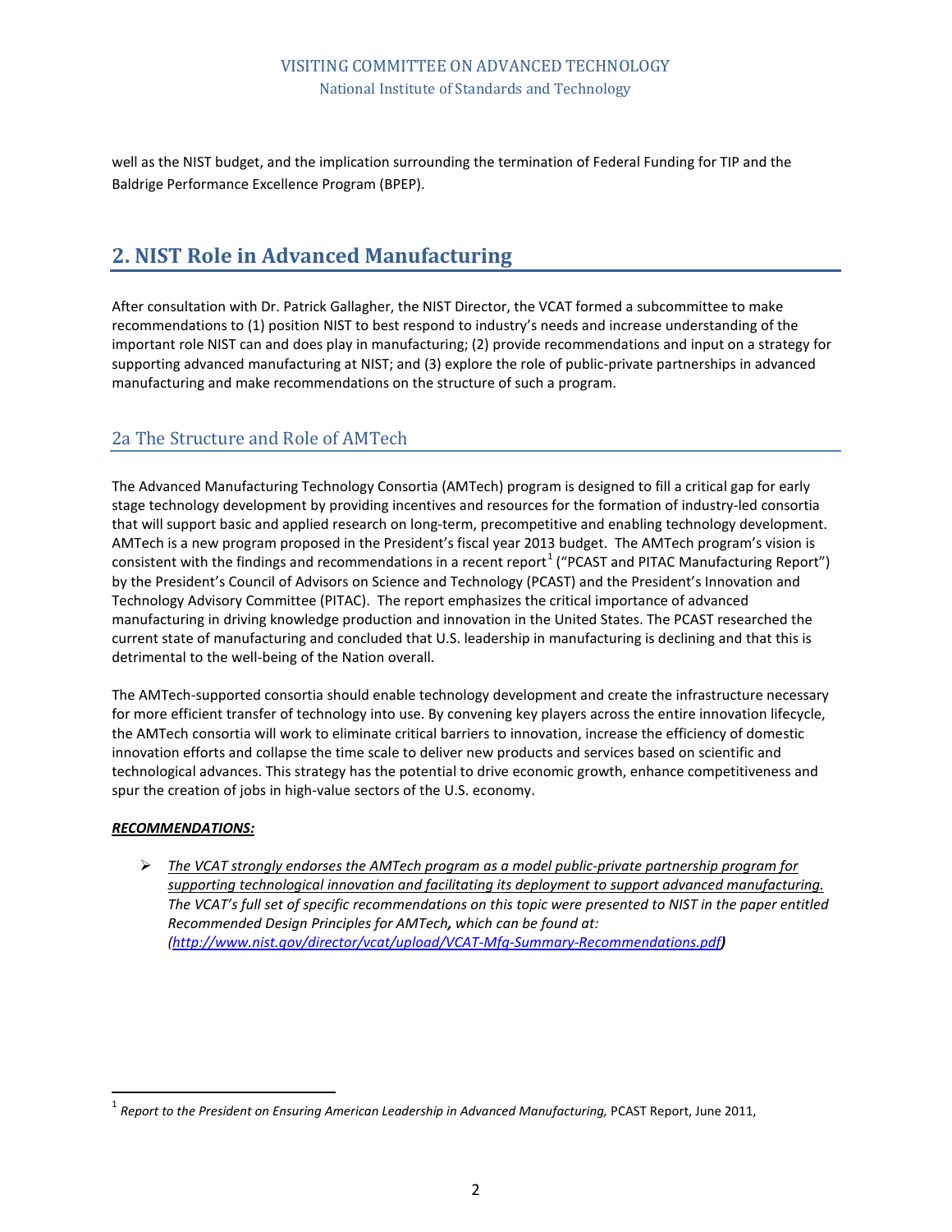well as the NIST budget, and the implication surrounding the termination of Federal Funding for TIP and the Baldrige Performance Excellence Program (BPEP).

## 2. NIST Role in Advanced Manufacturing

After consultation with Dr. Patrick Gallagher, the NIST Director, the VCAT formed a subcommittee to make recommendations to (1) position NIST to best respond to industry's needs and increase understanding of the important role NIST can and does play in manufacturing; (2) provide recommendations and input on a strategy for supporting advanced manufacturing at NIST; and (3) explore the role of public-private partnerships in advanced manufacturing and make recommendations on the structure of such a program.

### 2a The Structure and Role of AMTech

The Advanced Manufacturing Technology Consortia (AMTech) program is designed to fill a critical gap for early stage technology development by providing incentives and resources for the formation of industry-led consortia that will support basic and applied research on long-term, precompetitive and enabling technology development. AMTech is a new program proposed in the President's fiscal year 2013 budget. The AMTech program's vision is consistent with the findings and recommendations in a recent report[1] ("PCAST and PITAC Manufacturing Report") by the President's Council of Advisors on Science and Technology (PCAST) and the President's Innovation and Technology Advisory Committee (PITAC). The report emphasizes the critical importance of advanced manufacturing in driving knowledge production and innovation in the United States. The PCAST researched the current state of manufacturing and concluded that U.S. leadership in manufacturing is declining and that this is detrimental to the well-being of the Nation overall.

The AMTech-supported consortia should enable technology development and create the infrastructure necessary for more efficient transfer of technology into use. By convening key players across the entire innovation lifecycle, the AMTech consortia will work to eliminate critical barriers to innovation, increase the efficiency of domestic innovation efforts and collapse the time scale to deliver new products and services based on scientific and technological advances. This strategy has the potential to drive economic growth, enhance competitiveness and spur the creation of jobs in high-value sectors of the U.S. economy.

***RECOMMENDATIONS:***

- *The VCAT strongly endorses the AMTech program as a model public-private partnership program for supporting technological innovation and facilitating its deployment to support advanced manufacturing. The VCAT's full set of specific recommendations on this topic were presented to NIST in the paper entitled Recommended Design Principles for AMTech**,** which can be found at: (http://www.nist.gov/director/vcat/upload/VCAT-Mfg-Summary-Recommendations.pdf**)***

---

[1] *Report to the President on Ensuring American Leadership in Advanced Manufacturing,* PCAST Report, June 2011,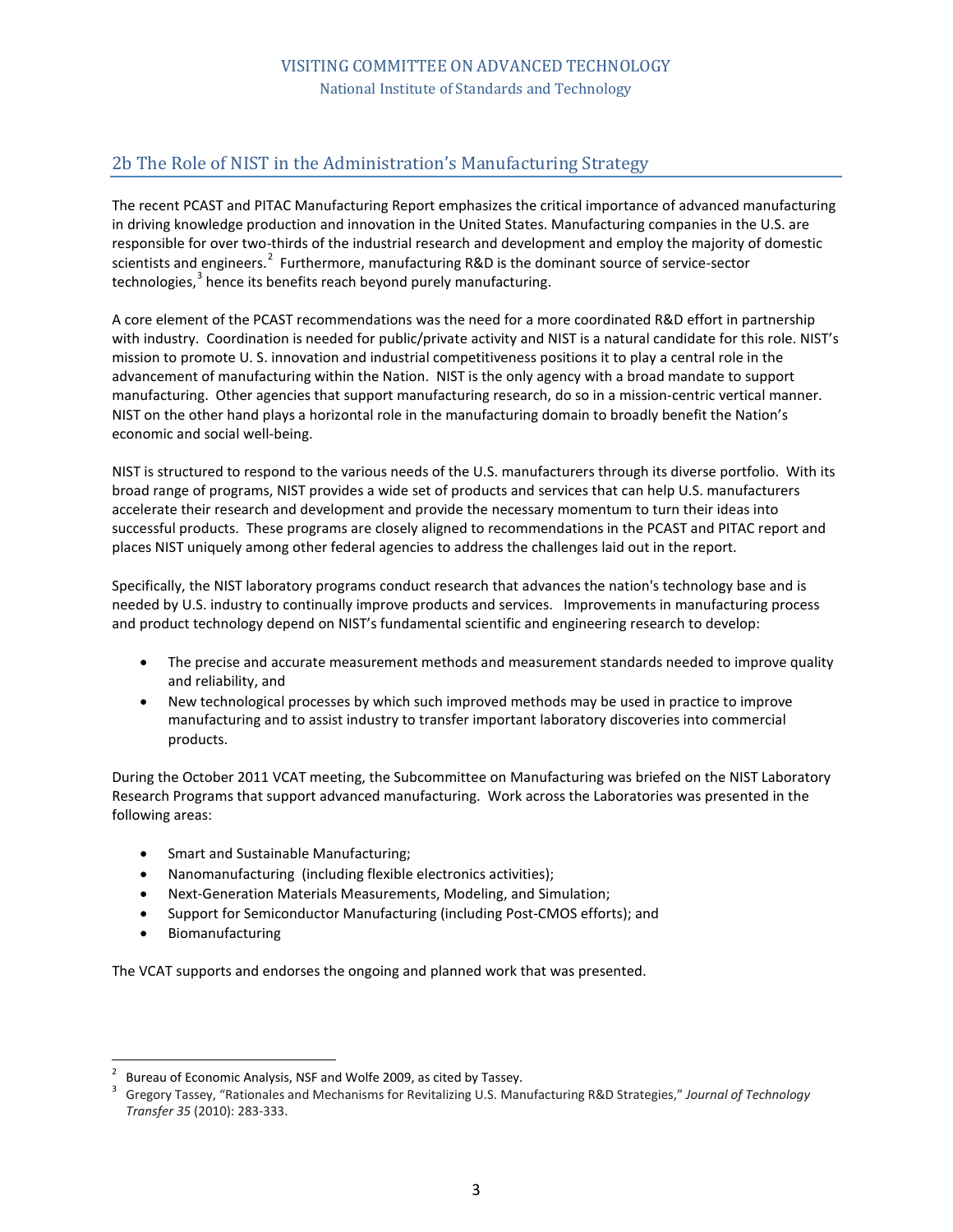## 2b The Role of NIST in the Administration's Manufacturing Strategy

The recent PCAST and PITAC Manufacturing Report emphasizes the critical importance of advanced manufacturing in driving knowledge production and innovation in the United States. Manufacturing companies in the U.S. are responsible for over two-thirds of the industrial research and development and employ the majority of domestic scientists and engineers.[2] Furthermore, manufacturing R&D is the dominant source of service-sector technologies,[3] hence its benefits reach beyond purely manufacturing.

A core element of the PCAST recommendations was the need for a more coordinated R&D effort in partnership with industry. Coordination is needed for public/private activity and NIST is a natural candidate for this role. NIST's mission to promote U. S. innovation and industrial competitiveness positions it to play a central role in the advancement of manufacturing within the Nation. NIST is the only agency with a broad mandate to support manufacturing. Other agencies that support manufacturing research, do so in a mission-centric vertical manner. NIST on the other hand plays a horizontal role in the manufacturing domain to broadly benefit the Nation's economic and social well-being.

NIST is structured to respond to the various needs of the U.S. manufacturers through its diverse portfolio. With its broad range of programs, NIST provides a wide set of products and services that can help U.S. manufacturers accelerate their research and development and provide the necessary momentum to turn their ideas into successful products. These programs are closely aligned to recommendations in the PCAST and PITAC report and places NIST uniquely among other federal agencies to address the challenges laid out in the report.

Specifically, the NIST laboratory programs conduct research that advances the nation's technology base and is needed by U.S. industry to continually improve products and services. Improvements in manufacturing process and product technology depend on NIST's fundamental scientific and engineering research to develop:

- The precise and accurate measurement methods and measurement standards needed to improve quality and reliability, and
- New technological processes by which such improved methods may be used in practice to improve manufacturing and to assist industry to transfer important laboratory discoveries into commercial products.

During the October 2011 VCAT meeting, the Subcommittee on Manufacturing was briefed on the NIST Laboratory Research Programs that support advanced manufacturing. Work across the Laboratories was presented in the following areas:

- Smart and Sustainable Manufacturing;
- Nanomanufacturing (including flexible electronics activities);
- Next-Generation Materials Measurements, Modeling, and Simulation;
- Support for Semiconductor Manufacturing (including Post-CMOS efforts); and
- Biomanufacturing

The VCAT supports and endorses the ongoing and planned work that was presented.

---

[2] Bureau of Economic Analysis, NSF and Wolfe 2009, as cited by Tassey.

[3] Gregory Tassey, "Rationales and Mechanisms for Revitalizing U.S. Manufacturing R&D Strategies," *Journal of Technology Transfer 35* (2010): 283-333.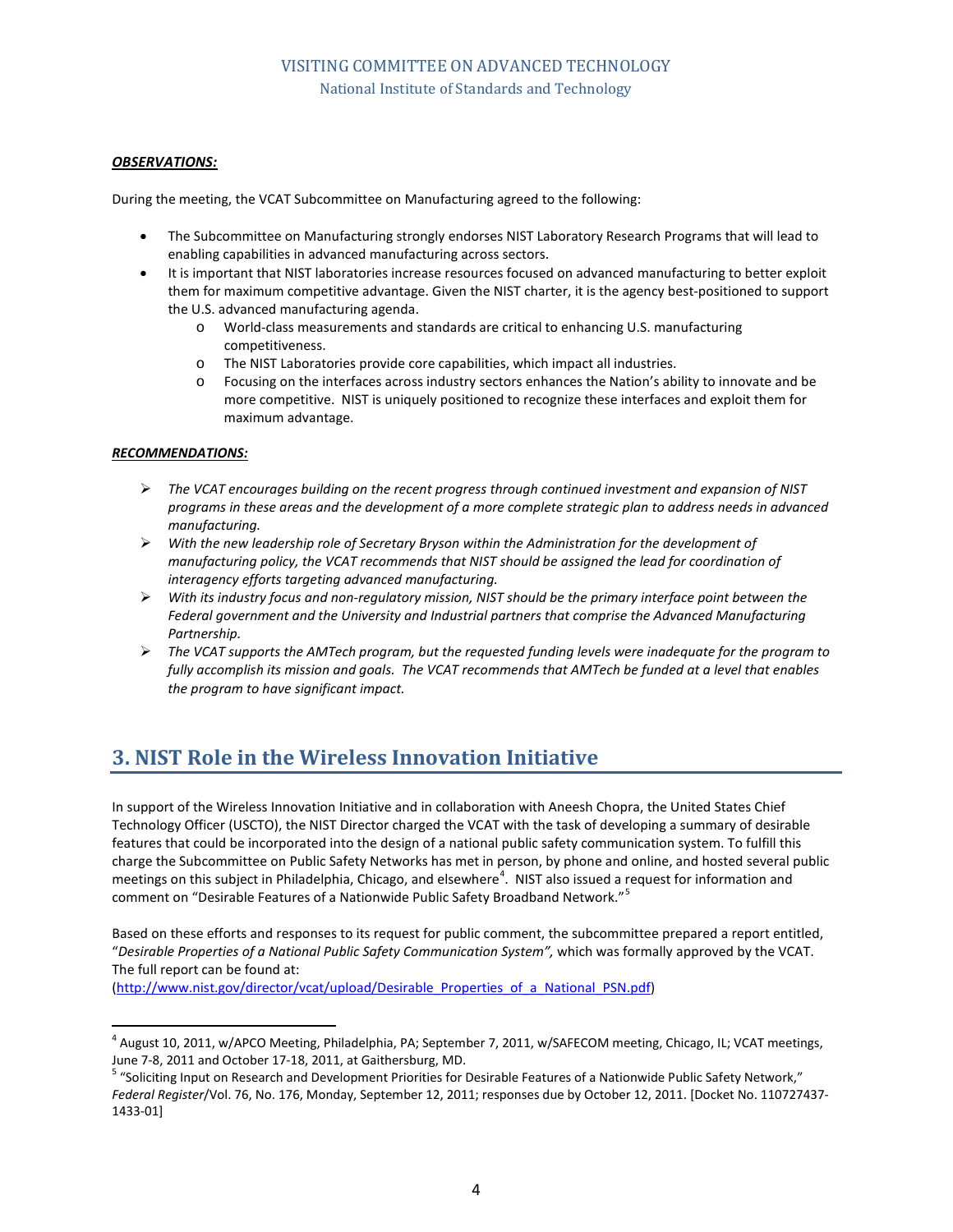***OBSERVATIONS:***

During the meeting, the VCAT Subcommittee on Manufacturing agreed to the following:

- The Subcommittee on Manufacturing strongly endorses NIST Laboratory Research Programs that will lead to enabling capabilities in advanced manufacturing across sectors.
- It is important that NIST laboratories increase resources focused on advanced manufacturing to better exploit them for maximum competitive advantage. Given the NIST charter, it is the agency best-positioned to support the U.S. advanced manufacturing agenda.
  - World-class measurements and standards are critical to enhancing U.S. manufacturing competitiveness.
  - The NIST Laboratories provide core capabilities, which impact all industries.
  - Focusing on the interfaces across industry sectors enhances the Nation's ability to innovate and be more competitive. NIST is uniquely positioned to recognize these interfaces and exploit them for maximum advantage.

***RECOMMENDATIONS:***

- *The VCAT encourages building on the recent progress through continued investment and expansion of NIST programs in these areas and the development of a more complete strategic plan to address needs in advanced manufacturing.*
- *With the new leadership role of Secretary Bryson within the Administration for the development of manufacturing policy, the VCAT recommends that NIST should be assigned the lead for coordination of interagency efforts targeting advanced manufacturing.*
- *With its industry focus and non-regulatory mission, NIST should be the primary interface point between the Federal government and the University and Industrial partners that comprise the Advanced Manufacturing Partnership.*
- *The VCAT supports the AMTech program, but the requested funding levels were inadequate for the program to fully accomplish its mission and goals. The VCAT recommends that AMTech be funded at a level that enables the program to have significant impact.*

## 3. NIST Role in the Wireless Innovation Initiative

In support of the Wireless Innovation Initiative and in collaboration with Aneesh Chopra, the United States Chief Technology Officer (USCTO), the NIST Director charged the VCAT with the task of developing a summary of desirable features that could be incorporated into the design of a national public safety communication system. To fulfill this charge the Subcommittee on Public Safety Networks has met in person, by phone and online, and hosted several public meetings on this subject in Philadelphia, Chicago, and elsewhere[4]. NIST also issued a request for information and comment on "Desirable Features of a Nationwide Public Safety Broadband Network."[5]

Based on these efforts and responses to its request for public comment, the subcommittee prepared a report entitled, "*Desirable Properties of a National Public Safety Communication System",* which was formally approved by the VCAT. The full report can be found at:
(http://www.nist.gov/director/vcat/upload/Desirable_Properties_of_a_National_PSN.pdf)

---

[4] August 10, 2011, w/APCO Meeting, Philadelphia, PA; September 7, 2011, w/SAFECOM meeting, Chicago, IL; VCAT meetings, June 7-8, 2011 and October 17-18, 2011, at Gaithersburg, MD.

[5] "Soliciting Input on Research and Development Priorities for Desirable Features of a Nationwide Public Safety Network," *Federal Register*/Vol. 76, No. 176, Monday, September 12, 2011; responses due by October 12, 2011. [Docket No. 110727437-1433-01]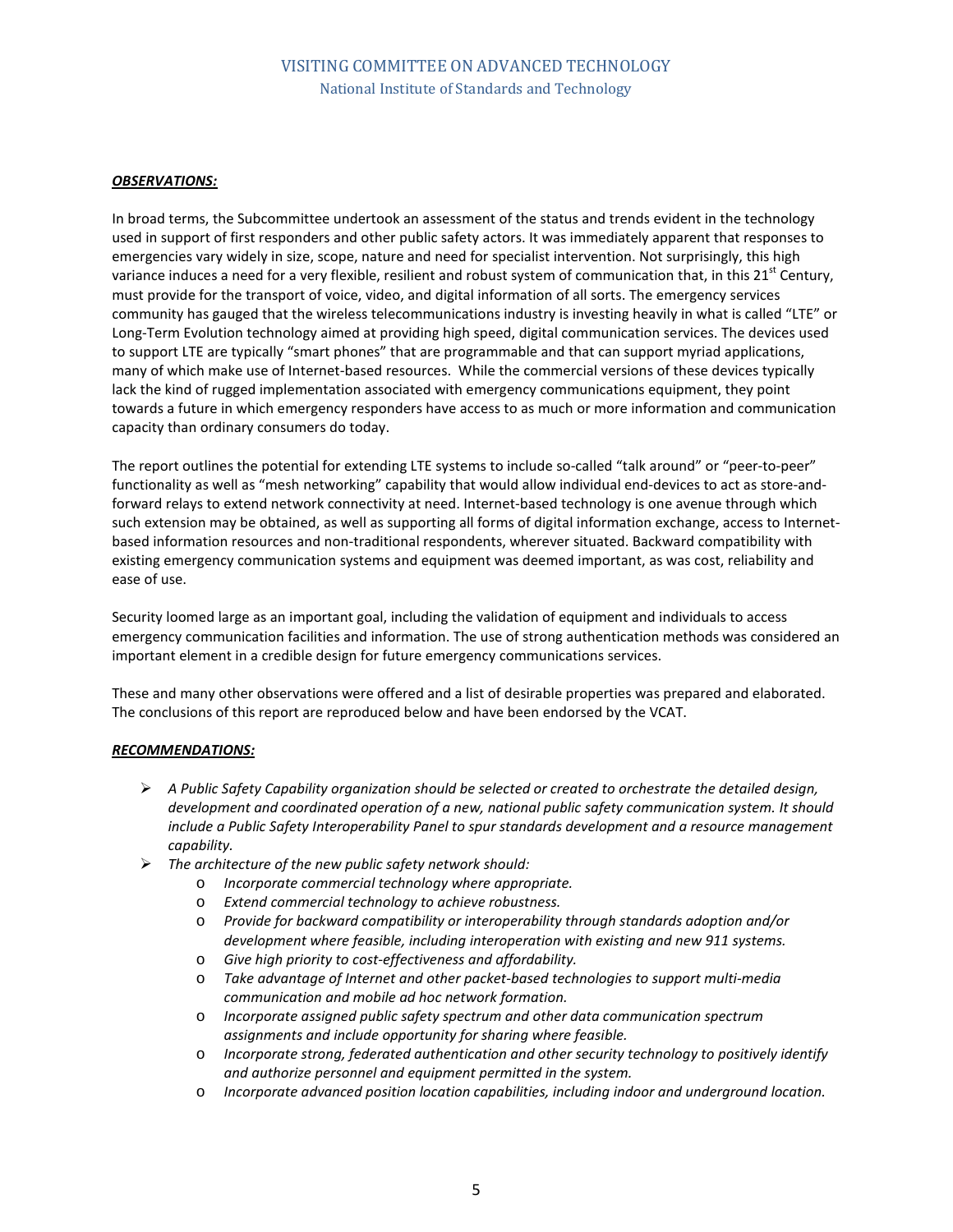***OBSERVATIONS:***

In broad terms, the Subcommittee undertook an assessment of the status and trends evident in the technology used in support of first responders and other public safety actors. It was immediately apparent that responses to emergencies vary widely in size, scope, nature and need for specialist intervention. Not surprisingly, this high variance induces a need for a very flexible, resilient and robust system of communication that, in this 21st Century, must provide for the transport of voice, video, and digital information of all sorts. The emergency services community has gauged that the wireless telecommunications industry is investing heavily in what is called "LTE" or Long-Term Evolution technology aimed at providing high speed, digital communication services. The devices used to support LTE are typically "smart phones" that are programmable and that can support myriad applications, many of which make use of Internet-based resources. While the commercial versions of these devices typically lack the kind of rugged implementation associated with emergency communications equipment, they point towards a future in which emergency responders have access to as much or more information and communication capacity than ordinary consumers do today.

The report outlines the potential for extending LTE systems to include so-called "talk around" or "peer-to-peer" functionality as well as "mesh networking" capability that would allow individual end-devices to act as store-and-forward relays to extend network connectivity at need. Internet-based technology is one avenue through which such extension may be obtained, as well as supporting all forms of digital information exchange, access to Internet-based information resources and non-traditional respondents, wherever situated. Backward compatibility with existing emergency communication systems and equipment was deemed important, as was cost, reliability and ease of use.

Security loomed large as an important goal, including the validation of equipment and individuals to access emergency communication facilities and information. The use of strong authentication methods was considered an important element in a credible design for future emergency communications services.

These and many other observations were offered and a list of desirable properties was prepared and elaborated. The conclusions of this report are reproduced below and have been endorsed by the VCAT.

***RECOMMENDATIONS:***

- *A Public Safety Capability organization should be selected or created to orchestrate the detailed design, development and coordinated operation of a new, national public safety communication system. It should include a Public Safety Interoperability Panel to spur standards development and a resource management capability.*
- *The architecture of the new public safety network should:*
  - *Incorporate commercial technology where appropriate.*
  - *Extend commercial technology to achieve robustness.*
  - *Provide for backward compatibility or interoperability through standards adoption and/or development where feasible, including interoperation with existing and new 911 systems.*
  - *Give high priority to cost-effectiveness and affordability.*
  - *Take advantage of Internet and other packet-based technologies to support multi-media communication and mobile ad hoc network formation.*
  - *Incorporate assigned public safety spectrum and other data communication spectrum assignments and include opportunity for sharing where feasible.*
  - *Incorporate strong, federated authentication and other security technology to positively identify and authorize personnel and equipment permitted in the system.*
  - *Incorporate advanced position location capabilities, including indoor and underground location.*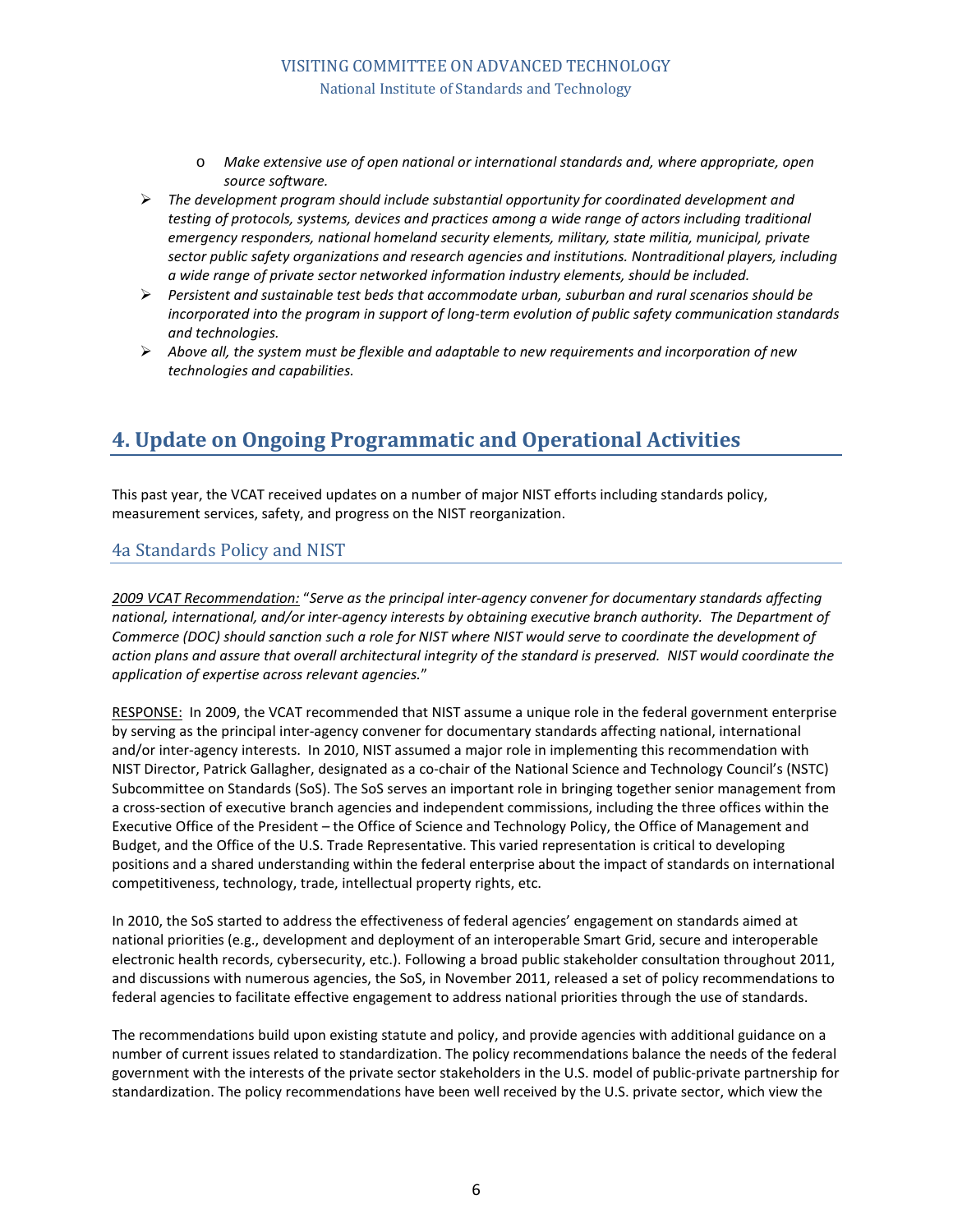- *Make extensive use of open national or international standards and, where appropriate, open source software.*
- *The development program should include substantial opportunity for coordinated development and testing of protocols, systems, devices and practices among a wide range of actors including traditional emergency responders, national homeland security elements, military, state militia, municipal, private sector public safety organizations and research agencies and institutions. Nontraditional players, including a wide range of private sector networked information industry elements, should be included.*
- *Persistent and sustainable test beds that accommodate urban, suburban and rural scenarios should be incorporated into the program in support of long-term evolution of public safety communication standards and technologies.*
- *Above all, the system must be flexible and adaptable to new requirements and incorporation of new technologies and capabilities.*

## 4. Update on Ongoing Programmatic and Operational Activities

This past year, the VCAT received updates on a number of major NIST efforts including standards policy, measurement services, safety, and progress on the NIST reorganization.

### 4a Standards Policy and NIST

2009 VCAT Recommendation: "*Serve as the principal inter-agency convener for documentary standards affecting national, international, and/or inter-agency interests by obtaining executive branch authority. The Department of Commerce (DOC) should sanction such a role for NIST where NIST would serve to coordinate the development of action plans and assure that overall architectural integrity of the standard is preserved. NIST would coordinate the application of expertise across relevant agencies.*"

RESPONSE: In 2009, the VCAT recommended that NIST assume a unique role in the federal government enterprise by serving as the principal inter-agency convener for documentary standards affecting national, international and/or inter-agency interests. In 2010, NIST assumed a major role in implementing this recommendation with NIST Director, Patrick Gallagher, designated as a co-chair of the National Science and Technology Council's (NSTC) Subcommittee on Standards (SoS). The SoS serves an important role in bringing together senior management from a cross-section of executive branch agencies and independent commissions, including the three offices within the Executive Office of the President – the Office of Science and Technology Policy, the Office of Management and Budget, and the Office of the U.S. Trade Representative. This varied representation is critical to developing positions and a shared understanding within the federal enterprise about the impact of standards on international competitiveness, technology, trade, intellectual property rights, etc.

In 2010, the SoS started to address the effectiveness of federal agencies' engagement on standards aimed at national priorities (e.g., development and deployment of an interoperable Smart Grid, secure and interoperable electronic health records, cybersecurity, etc.). Following a broad public stakeholder consultation throughout 2011, and discussions with numerous agencies, the SoS, in November 2011, released a set of policy recommendations to federal agencies to facilitate effective engagement to address national priorities through the use of standards.

The recommendations build upon existing statute and policy, and provide agencies with additional guidance on a number of current issues related to standardization. The policy recommendations balance the needs of the federal government with the interests of the private sector stakeholders in the U.S. model of public-private partnership for standardization. The policy recommendations have been well received by the U.S. private sector, which view the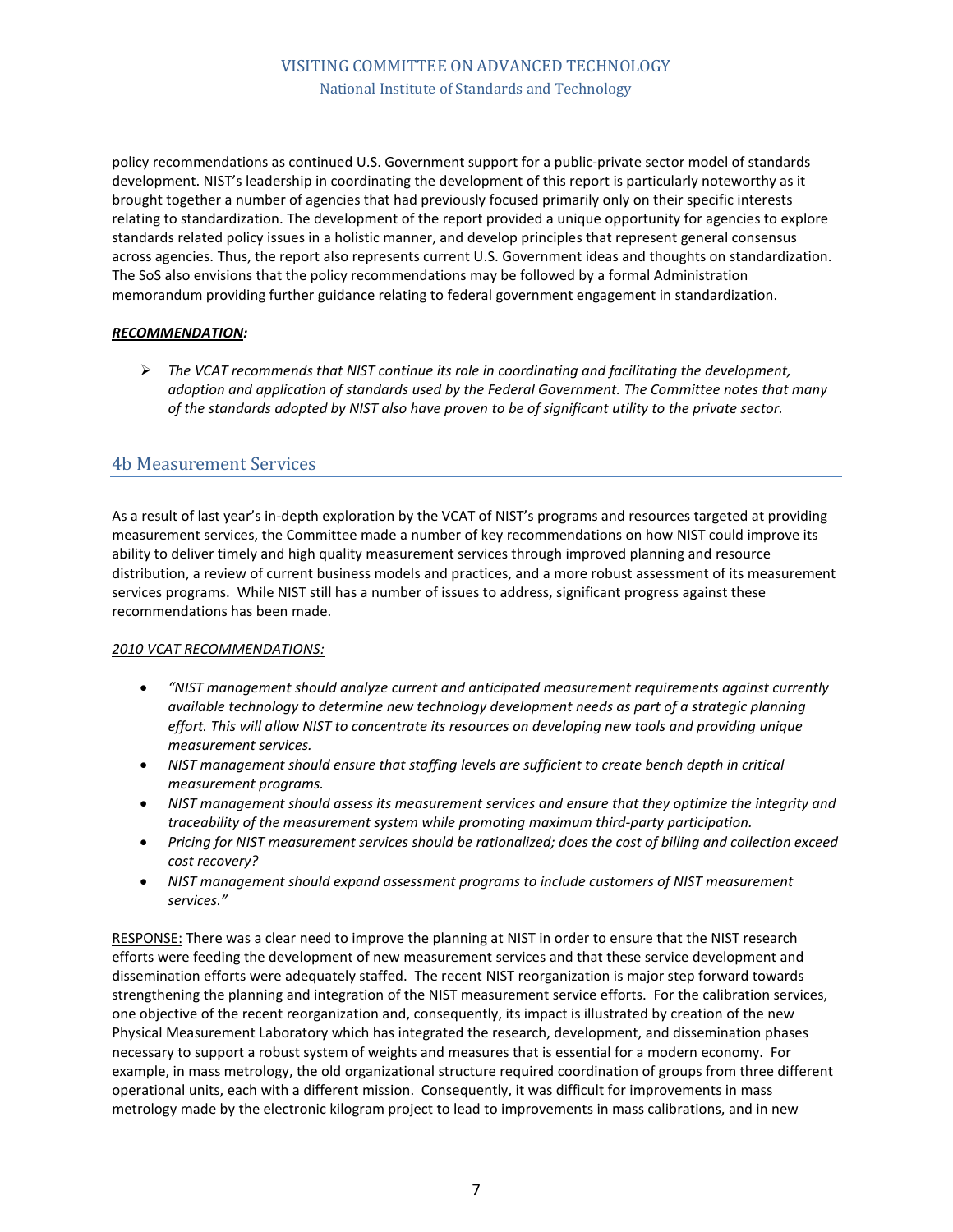policy recommendations as continued U.S. Government support for a public-private sector model of standards development. NIST's leadership in coordinating the development of this report is particularly noteworthy as it brought together a number of agencies that had previously focused primarily only on their specific interests relating to standardization. The development of the report provided a unique opportunity for agencies to explore standards related policy issues in a holistic manner, and develop principles that represent general consensus across agencies. Thus, the report also represents current U.S. Government ideas and thoughts on standardization. The SoS also envisions that the policy recommendations may be followed by a formal Administration memorandum providing further guidance relating to federal government engagement in standardization.

***RECOMMENDATION:***

- *The VCAT recommends that NIST continue its role in coordinating and facilitating the development, adoption and application of standards used by the Federal Government. The Committee notes that many of the standards adopted by NIST also have proven to be of significant utility to the private sector.*

## 4b Measurement Services

As a result of last year's in-depth exploration by the VCAT of NIST's programs and resources targeted at providing measurement services, the Committee made a number of key recommendations on how NIST could improve its ability to deliver timely and high quality measurement services through improved planning and resource distribution, a review of current business models and practices, and a more robust assessment of its measurement services programs. While NIST still has a number of issues to address, significant progress against these recommendations has been made.

*2010 VCAT RECOMMENDATIONS:*

- *"NIST management should analyze current and anticipated measurement requirements against currently available technology to determine new technology development needs as part of a strategic planning effort. This will allow NIST to concentrate its resources on developing new tools and providing unique measurement services.*
- *NIST management should ensure that staffing levels are sufficient to create bench depth in critical measurement programs.*
- *NIST management should assess its measurement services and ensure that they optimize the integrity and traceability of the measurement system while promoting maximum third-party participation.*
- *Pricing for NIST measurement services should be rationalized; does the cost of billing and collection exceed cost recovery?*
- *NIST management should expand assessment programs to include customers of NIST measurement services."*

RESPONSE: There was a clear need to improve the planning at NIST in order to ensure that the NIST research efforts were feeding the development of new measurement services and that these service development and dissemination efforts were adequately staffed. The recent NIST reorganization is major step forward towards strengthening the planning and integration of the NIST measurement service efforts. For the calibration services, one objective of the recent reorganization and, consequently, its impact is illustrated by creation of the new Physical Measurement Laboratory which has integrated the research, development, and dissemination phases necessary to support a robust system of weights and measures that is essential for a modern economy. For example, in mass metrology, the old organizational structure required coordination of groups from three different operational units, each with a different mission. Consequently, it was difficult for improvements in mass metrology made by the electronic kilogram project to lead to improvements in mass calibrations, and in new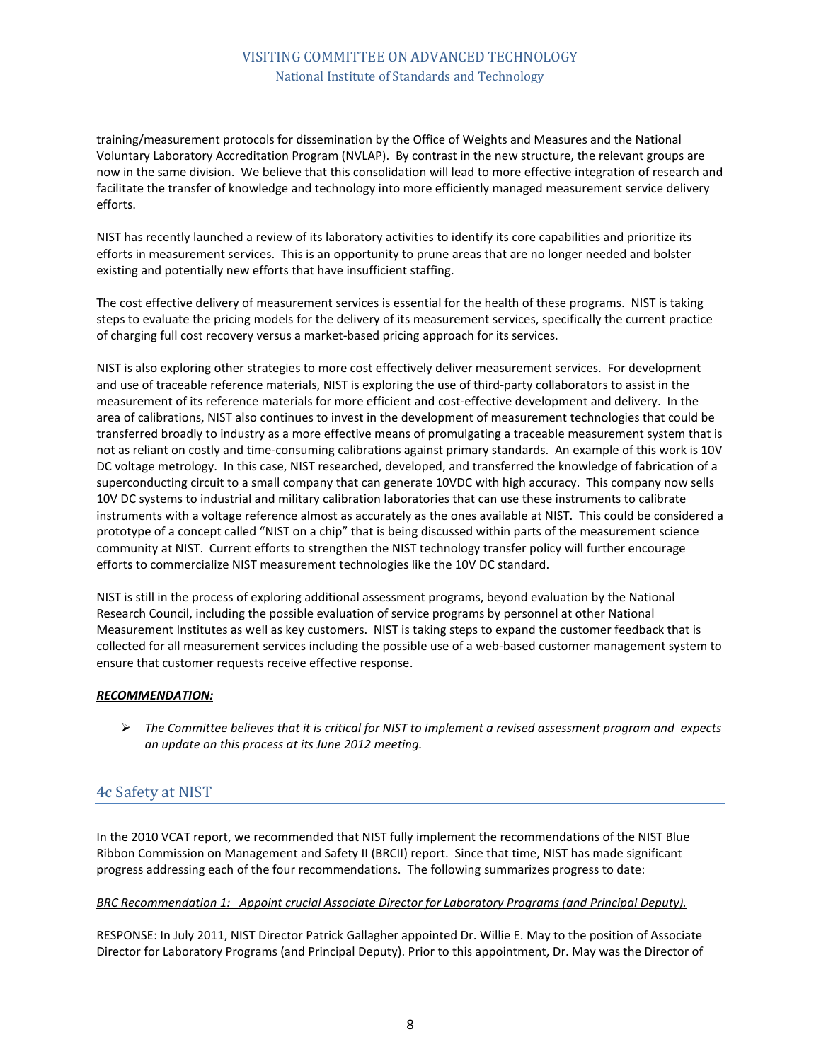training/measurement protocols for dissemination by the Office of Weights and Measures and the National Voluntary Laboratory Accreditation Program (NVLAP). By contrast in the new structure, the relevant groups are now in the same division. We believe that this consolidation will lead to more effective integration of research and facilitate the transfer of knowledge and technology into more efficiently managed measurement service delivery efforts.

NIST has recently launched a review of its laboratory activities to identify its core capabilities and prioritize its efforts in measurement services. This is an opportunity to prune areas that are no longer needed and bolster existing and potentially new efforts that have insufficient staffing.

The cost effective delivery of measurement services is essential for the health of these programs. NIST is taking steps to evaluate the pricing models for the delivery of its measurement services, specifically the current practice of charging full cost recovery versus a market-based pricing approach for its services.

NIST is also exploring other strategies to more cost effectively deliver measurement services. For development and use of traceable reference materials, NIST is exploring the use of third-party collaborators to assist in the measurement of its reference materials for more efficient and cost-effective development and delivery. In the area of calibrations, NIST also continues to invest in the development of measurement technologies that could be transferred broadly to industry as a more effective means of promulgating a traceable measurement system that is not as reliant on costly and time-consuming calibrations against primary standards. An example of this work is 10V DC voltage metrology. In this case, NIST researched, developed, and transferred the knowledge of fabrication of a superconducting circuit to a small company that can generate 10VDC with high accuracy. This company now sells 10V DC systems to industrial and military calibration laboratories that can use these instruments to calibrate instruments with a voltage reference almost as accurately as the ones available at NIST. This could be considered a prototype of a concept called "NIST on a chip" that is being discussed within parts of the measurement science community at NIST. Current efforts to strengthen the NIST technology transfer policy will further encourage efforts to commercialize NIST measurement technologies like the 10V DC standard.

NIST is still in the process of exploring additional assessment programs, beyond evaluation by the National Research Council, including the possible evaluation of service programs by personnel at other National Measurement Institutes as well as key customers. NIST is taking steps to expand the customer feedback that is collected for all measurement services including the possible use of a web-based customer management system to ensure that customer requests receive effective response.

***RECOMMENDATION:***

- *The Committee believes that it is critical for NIST to implement a revised assessment program and expects an update on this process at its June 2012 meeting.*

## 4c Safety at NIST

In the 2010 VCAT report, we recommended that NIST fully implement the recommendations of the NIST Blue Ribbon Commission on Management and Safety II (BRCII) report. Since that time, NIST has made significant progress addressing each of the four recommendations. The following summarizes progress to date:

*BRC Recommendation 1: Appoint crucial Associate Director for Laboratory Programs (and Principal Deputy).*

RESPONSE: In July 2011, NIST Director Patrick Gallagher appointed Dr. Willie E. May to the position of Associate Director for Laboratory Programs (and Principal Deputy). Prior to this appointment, Dr. May was the Director of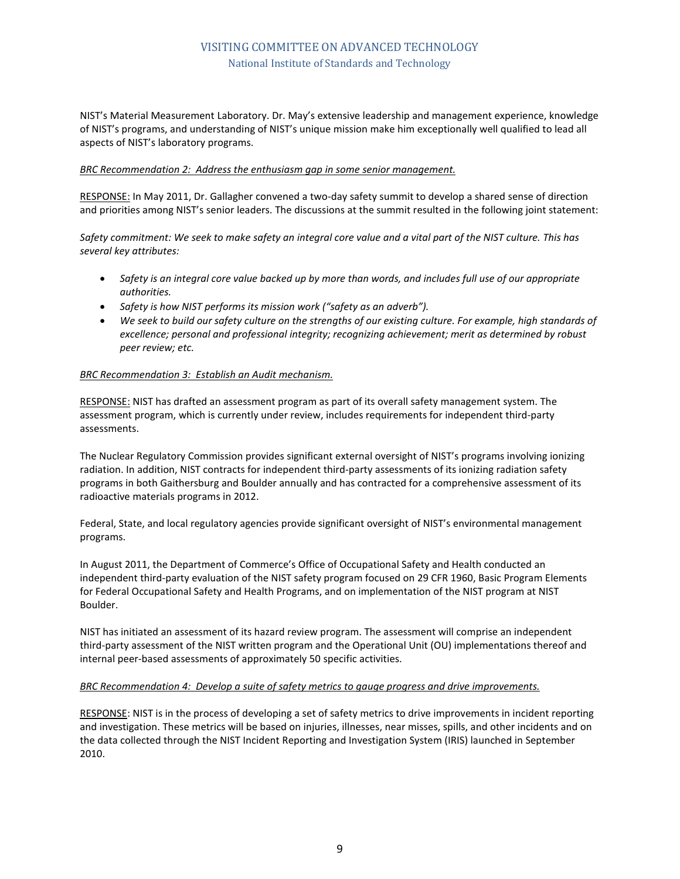NIST's Material Measurement Laboratory. Dr. May's extensive leadership and management experience, knowledge of NIST's programs, and understanding of NIST's unique mission make him exceptionally well qualified to lead all aspects of NIST's laboratory programs.

*BRC Recommendation 2: Address the enthusiasm gap in some senior management.*

RESPONSE: In May 2011, Dr. Gallagher convened a two-day safety summit to develop a shared sense of direction and priorities among NIST's senior leaders. The discussions at the summit resulted in the following joint statement:

*Safety commitment: We seek to make safety an integral core value and a vital part of the NIST culture. This has several key attributes:*

- *Safety is an integral core value backed up by more than words, and includes full use of our appropriate authorities.*
- *Safety is how NIST performs its mission work ("safety as an adverb").*
- *We seek to build our safety culture on the strengths of our existing culture. For example, high standards of excellence; personal and professional integrity; recognizing achievement; merit as determined by robust peer review; etc.*

*BRC Recommendation 3: Establish an Audit mechanism.*

RESPONSE: NIST has drafted an assessment program as part of its overall safety management system. The assessment program, which is currently under review, includes requirements for independent third-party assessments.

The Nuclear Regulatory Commission provides significant external oversight of NIST's programs involving ionizing radiation. In addition, NIST contracts for independent third-party assessments of its ionizing radiation safety programs in both Gaithersburg and Boulder annually and has contracted for a comprehensive assessment of its radioactive materials programs in 2012.

Federal, State, and local regulatory agencies provide significant oversight of NIST's environmental management programs.

In August 2011, the Department of Commerce's Office of Occupational Safety and Health conducted an independent third-party evaluation of the NIST safety program focused on 29 CFR 1960, Basic Program Elements for Federal Occupational Safety and Health Programs, and on implementation of the NIST program at NIST Boulder.

NIST has initiated an assessment of its hazard review program. The assessment will comprise an independent third-party assessment of the NIST written program and the Operational Unit (OU) implementations thereof and internal peer-based assessments of approximately 50 specific activities.

*BRC Recommendation 4: Develop a suite of safety metrics to gauge progress and drive improvements.*

RESPONSE: NIST is in the process of developing a set of safety metrics to drive improvements in incident reporting and investigation. These metrics will be based on injuries, illnesses, near misses, spills, and other incidents and on the data collected through the NIST Incident Reporting and Investigation System (IRIS) launched in September 2010.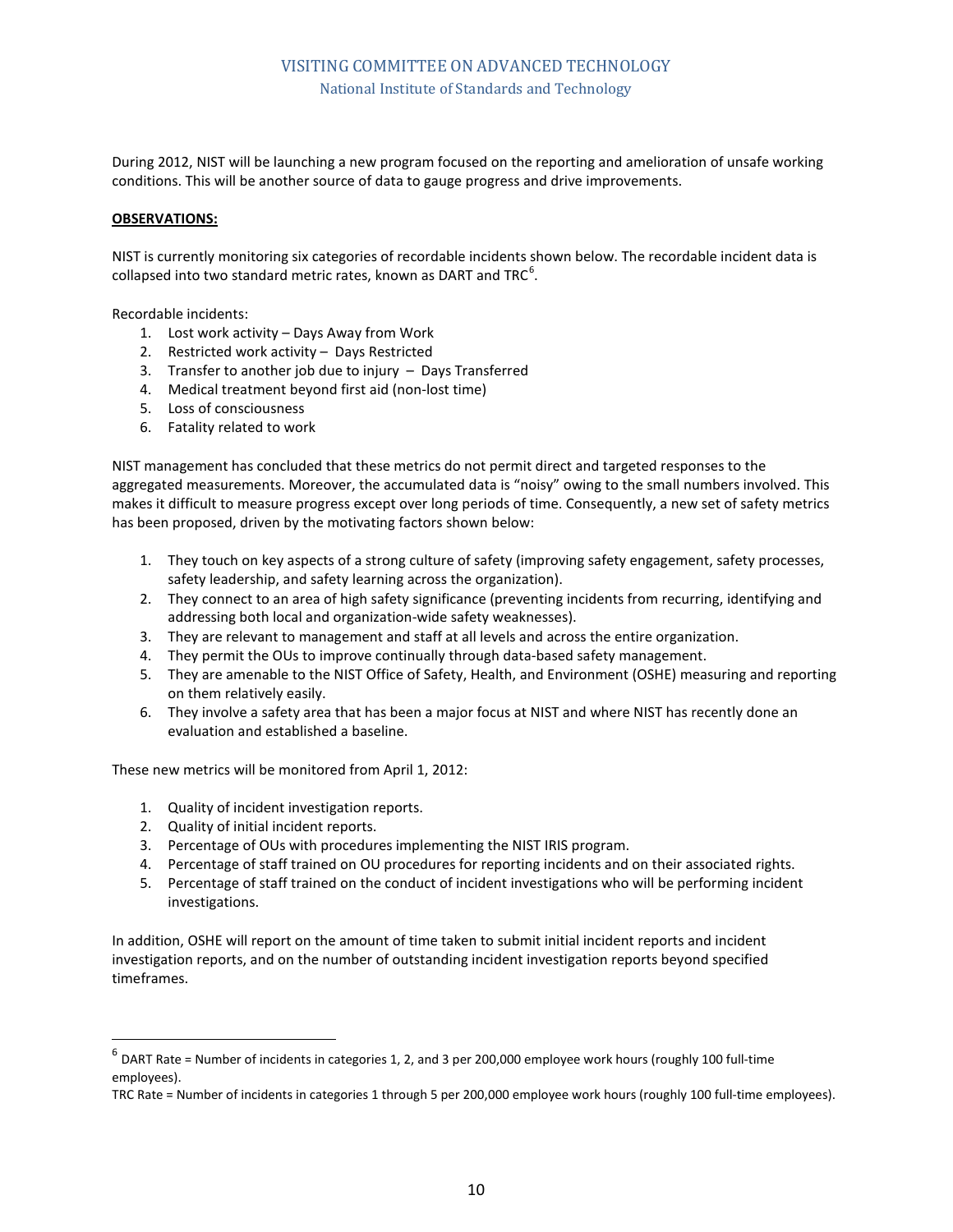During 2012, NIST will be launching a new program focused on the reporting and amelioration of unsafe working conditions. This will be another source of data to gauge progress and drive improvements.

**OBSERVATIONS:**

NIST is currently monitoring six categories of recordable incidents shown below. The recordable incident data is collapsed into two standard metric rates, known as DART and TRC[6].

Recordable incidents:

1. Lost work activity – Days Away from Work
2. Restricted work activity – Days Restricted
3. Transfer to another job due to injury – Days Transferred
4. Medical treatment beyond first aid (non-lost time)
5. Loss of consciousness
6. Fatality related to work

NIST management has concluded that these metrics do not permit direct and targeted responses to the aggregated measurements. Moreover, the accumulated data is "noisy" owing to the small numbers involved. This makes it difficult to measure progress except over long periods of time. Consequently, a new set of safety metrics has been proposed, driven by the motivating factors shown below:

1. They touch on key aspects of a strong culture of safety (improving safety engagement, safety processes, safety leadership, and safety learning across the organization).
2. They connect to an area of high safety significance (preventing incidents from recurring, identifying and addressing both local and organization-wide safety weaknesses).
3. They are relevant to management and staff at all levels and across the entire organization.
4. They permit the OUs to improve continually through data-based safety management.
5. They are amenable to the NIST Office of Safety, Health, and Environment (OSHE) measuring and reporting on them relatively easily.
6. They involve a safety area that has been a major focus at NIST and where NIST has recently done an evaluation and established a baseline.

These new metrics will be monitored from April 1, 2012:

1. Quality of incident investigation reports.
2. Quality of initial incident reports.
3. Percentage of OUs with procedures implementing the NIST IRIS program.
4. Percentage of staff trained on OU procedures for reporting incidents and on their associated rights.
5. Percentage of staff trained on the conduct of incident investigations who will be performing incident investigations.

In addition, OSHE will report on the amount of time taken to submit initial incident reports and incident investigation reports, and on the number of outstanding incident investigation reports beyond specified timeframes.

---

[6] DART Rate = Number of incidents in categories 1, 2, and 3 per 200,000 employee work hours (roughly 100 full-time employees).

TRC Rate = Number of incidents in categories 1 through 5 per 200,000 employee work hours (roughly 100 full-time employees).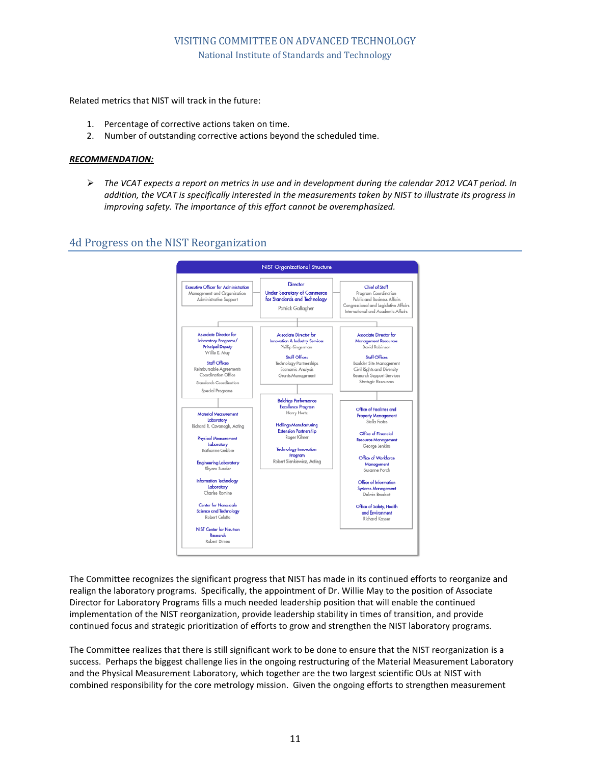Related metrics that NIST will track in the future:

1. Percentage of corrective actions taken on time.
2. Number of outstanding corrective actions beyond the scheduled time.

***RECOMMENDATION:***

> *The VCAT expects a report on metrics in use and in development during the calendar 2012 VCAT period. In addition, the VCAT is specifically interested in the measurements taken by NIST to illustrate its progress in improving safety. The importance of this effort cannot be overemphasized.*

## 4d Progress on the NIST Reorganization

**NIST Organizational Structure**

| | | |
|---|---|---|
| Executive Officer for Administration<br>Management and Organization<br>Administrative Support | Director<br>Under Secretary of Commerce for Standards and Technology<br>Patrick Gallagher | Chief of Staff<br>Program Coordination<br>Public and Business Affairs<br>Congressional and Legislative Affairs<br>International and Academic Affairs |
| Associate Director for Laboratory Programs/ Principal Deputy<br>Willie E. May<br>Staff Offices<br>Reimbursable Agreements Coordination Office<br>Standards Coordination<br>Special Programs | Associate Director for Innovation & Industry Services<br>Phillip Singerman<br>Staff Offices<br>Technology Partnerships<br>Economic Analysis<br>Grants Management | Associate Director for Management Resources<br>David Robinson<br>Staff Offices<br>Boulder Site Management<br>Civil Rights and Diversity<br>Research Support Services<br>Strategic Resources |
| Material Measurement Laboratory<br>Richard R. Cavanagh, Acting<br>Physical Measurement Laboratory<br>Katharine Gebbie<br>Engineering Laboratory<br>Shyam Sunder<br>Information Technology Laboratory<br>Charles Romine<br>Center for Nanoscale Science and Technology<br>Robert Celotta<br>NIST Center for Neutron Research<br>Robert Dimeo | Baldrige Performance Excellence Program<br>Harry Hertz<br>Hollings Manufacturing Extension Partnership<br>Roger Kilmer<br>Technology Innovation Program<br>Robert Sienkiewicz, Acting | Office of Facilities and Property Management<br>Stella Fiotes<br>Office of Financial Resource Management<br>George Jenkins<br>Office of Workforce Management<br>Susanne Porch<br>Office of Information Systems Management<br>Delwin Brockett<br>Office of Safety, Health and Environment<br>Richard Kayser |

The Committee recognizes the significant progress that NIST has made in its continued efforts to reorganize and realign the laboratory programs. Specifically, the appointment of Dr. Willie May to the position of Associate Director for Laboratory Programs fills a much needed leadership position that will enable the continued implementation of the NIST reorganization, provide leadership stability in times of transition, and provide continued focus and strategic prioritization of efforts to grow and strengthen the NIST laboratory programs.

The Committee realizes that there is still significant work to be done to ensure that the NIST reorganization is a success. Perhaps the biggest challenge lies in the ongoing restructuring of the Material Measurement Laboratory and the Physical Measurement Laboratory, which together are the two largest scientific OUs at NIST with combined responsibility for the core metrology mission. Given the ongoing efforts to strengthen measurement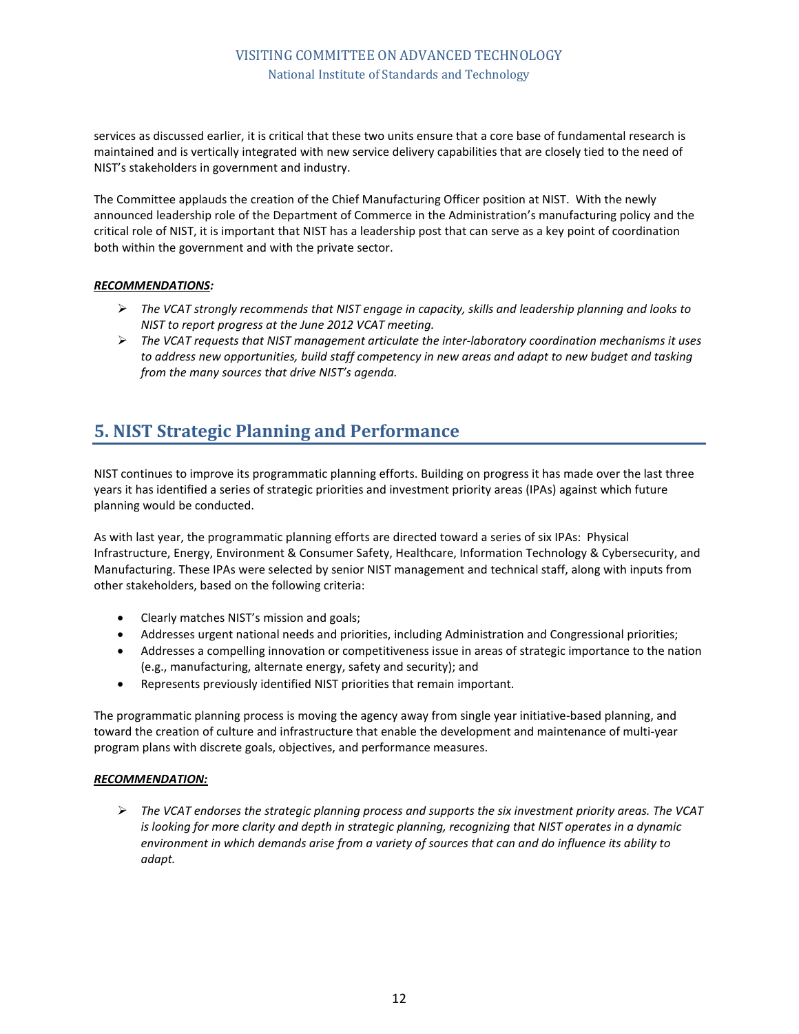services as discussed earlier, it is critical that these two units ensure that a core base of fundamental research is maintained and is vertically integrated with new service delivery capabilities that are closely tied to the need of NIST's stakeholders in government and industry.

The Committee applauds the creation of the Chief Manufacturing Officer position at NIST. With the newly announced leadership role of the Department of Commerce in the Administration's manufacturing policy and the critical role of NIST, it is important that NIST has a leadership post that can serve as a key point of coordination both within the government and with the private sector.

***RECOMMENDATIONS:***

- *The VCAT strongly recommends that NIST engage in capacity, skills and leadership planning and looks to NIST to report progress at the June 2012 VCAT meeting.*
- *The VCAT requests that NIST management articulate the inter-laboratory coordination mechanisms it uses to address new opportunities, build staff competency in new areas and adapt to new budget and tasking from the many sources that drive NIST's agenda.*

## 5. NIST Strategic Planning and Performance

NIST continues to improve its programmatic planning efforts. Building on progress it has made over the last three years it has identified a series of strategic priorities and investment priority areas (IPAs) against which future planning would be conducted.

As with last year, the programmatic planning efforts are directed toward a series of six IPAs: Physical Infrastructure, Energy, Environment & Consumer Safety, Healthcare, Information Technology & Cybersecurity, and Manufacturing. These IPAs were selected by senior NIST management and technical staff, along with inputs from other stakeholders, based on the following criteria:

- Clearly matches NIST's mission and goals;
- Addresses urgent national needs and priorities, including Administration and Congressional priorities;
- Addresses a compelling innovation or competitiveness issue in areas of strategic importance to the nation (e.g., manufacturing, alternate energy, safety and security); and
- Represents previously identified NIST priorities that remain important.

The programmatic planning process is moving the agency away from single year initiative-based planning, and toward the creation of culture and infrastructure that enable the development and maintenance of multi-year program plans with discrete goals, objectives, and performance measures.

***RECOMMENDATION:***

- *The VCAT endorses the strategic planning process and supports the six investment priority areas. The VCAT is looking for more clarity and depth in strategic planning, recognizing that NIST operates in a dynamic environment in which demands arise from a variety of sources that can and do influence its ability to adapt.*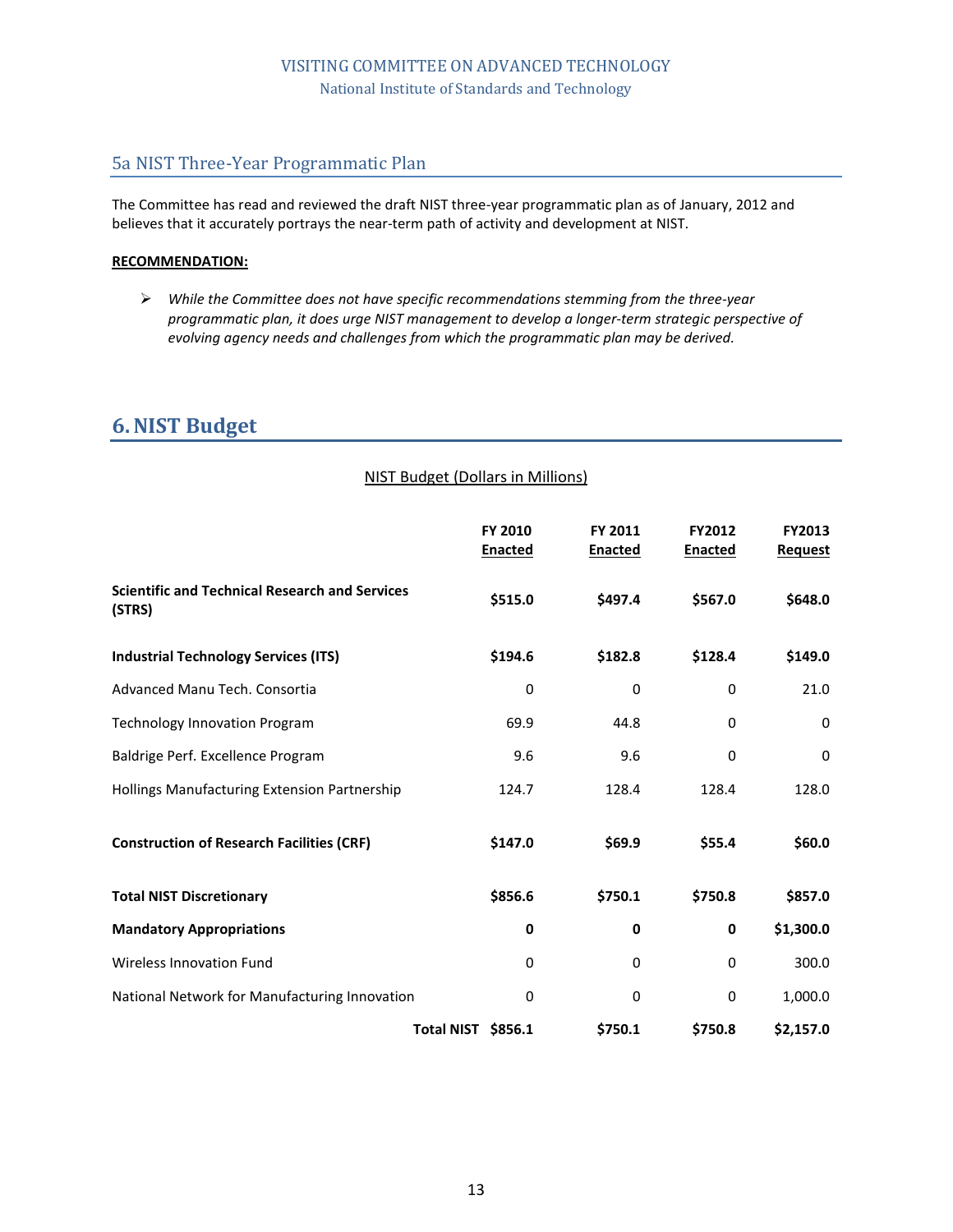## 5a NIST Three-Year Programmatic Plan

The Committee has read and reviewed the draft NIST three-year programmatic plan as of January, 2012 and believes that it accurately portrays the near-term path of activity and development at NIST.

**RECOMMENDATION:**

- *While the Committee does not have specific recommendations stemming from the three-year programmatic plan, it does urge NIST management to develop a longer-term strategic perspective of evolving agency needs and challenges from which the programmatic plan may be derived.*

# 6. NIST Budget

NIST Budget (Dollars in Millions)

| | FY 2010 Enacted | FY 2011 Enacted | FY2012 Enacted | FY2013 Request |
|---|---|---|---|---|
| **Scientific and Technical Research and Services (STRS)** | **$515.0** | **$497.4** | **$567.0** | **$648.0** |
| **Industrial Technology Services (ITS)** | **$194.6** | **$182.8** | **$128.4** | **$149.0** |
| Advanced Manu Tech. Consortia | 0 | 0 | 0 | 21.0 |
| Technology Innovation Program | 69.9 | 44.8 | 0 | 0 |
| Baldrige Perf. Excellence Program | 9.6 | 9.6 | 0 | 0 |
| Hollings Manufacturing Extension Partnership | 124.7 | 128.4 | 128.4 | 128.0 |
| **Construction of Research Facilities (CRF)** | **$147.0** | **$69.9** | **$55.4** | **$60.0** |
| **Total NIST Discretionary** | **$856.6** | **$750.1** | **$750.8** | **$857.0** |
| **Mandatory Appropriations** | **0** | **0** | **0** | **$1,300.0** |
| Wireless Innovation Fund | 0 | 0 | 0 | 300.0 |
| National Network for Manufacturing Innovation | 0 | 0 | 0 | 1,000.0 |
| **Total NIST** | **$856.1** | **$750.1** | **$750.8** | **$2,157.0** |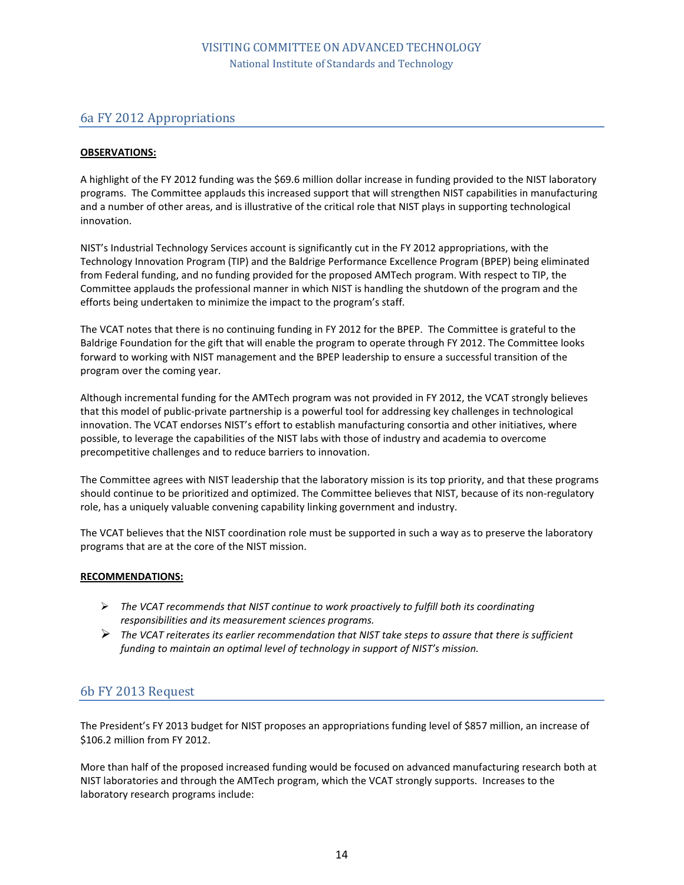## 6a FY 2012 Appropriations

**OBSERVATIONS:**

A highlight of the FY 2012 funding was the $69.6 million dollar increase in funding provided to the NIST laboratory programs. The Committee applauds this increased support that will strengthen NIST capabilities in manufacturing and a number of other areas, and is illustrative of the critical role that NIST plays in supporting technological innovation.

NIST's Industrial Technology Services account is significantly cut in the FY 2012 appropriations, with the Technology Innovation Program (TIP) and the Baldrige Performance Excellence Program (BPEP) being eliminated from Federal funding, and no funding provided for the proposed AMTech program. With respect to TIP, the Committee applauds the professional manner in which NIST is handling the shutdown of the program and the efforts being undertaken to minimize the impact to the program's staff.

The VCAT notes that there is no continuing funding in FY 2012 for the BPEP. The Committee is grateful to the Baldrige Foundation for the gift that will enable the program to operate through FY 2012. The Committee looks forward to working with NIST management and the BPEP leadership to ensure a successful transition of the program over the coming year.

Although incremental funding for the AMTech program was not provided in FY 2012, the VCAT strongly believes that this model of public-private partnership is a powerful tool for addressing key challenges in technological innovation. The VCAT endorses NIST's effort to establish manufacturing consortia and other initiatives, where possible, to leverage the capabilities of the NIST labs with those of industry and academia to overcome precompetitive challenges and to reduce barriers to innovation.

The Committee agrees with NIST leadership that the laboratory mission is its top priority, and that these programs should continue to be prioritized and optimized. The Committee believes that NIST, because of its non-regulatory role, has a uniquely valuable convening capability linking government and industry.

The VCAT believes that the NIST coordination role must be supported in such a way as to preserve the laboratory programs that are at the core of the NIST mission.

**RECOMMENDATIONS:**

- *The VCAT recommends that NIST continue to work proactively to fulfill both its coordinating responsibilities and its measurement sciences programs.*
- *The VCAT reiterates its earlier recommendation that NIST take steps to assure that there is sufficient funding to maintain an optimal level of technology in support of NIST's mission.*

## 6b FY 2013 Request

The President's FY 2013 budget for NIST proposes an appropriations funding level of $857 million, an increase of $106.2 million from FY 2012.

More than half of the proposed increased funding would be focused on advanced manufacturing research both at NIST laboratories and through the AMTech program, which the VCAT strongly supports. Increases to the laboratory research programs include: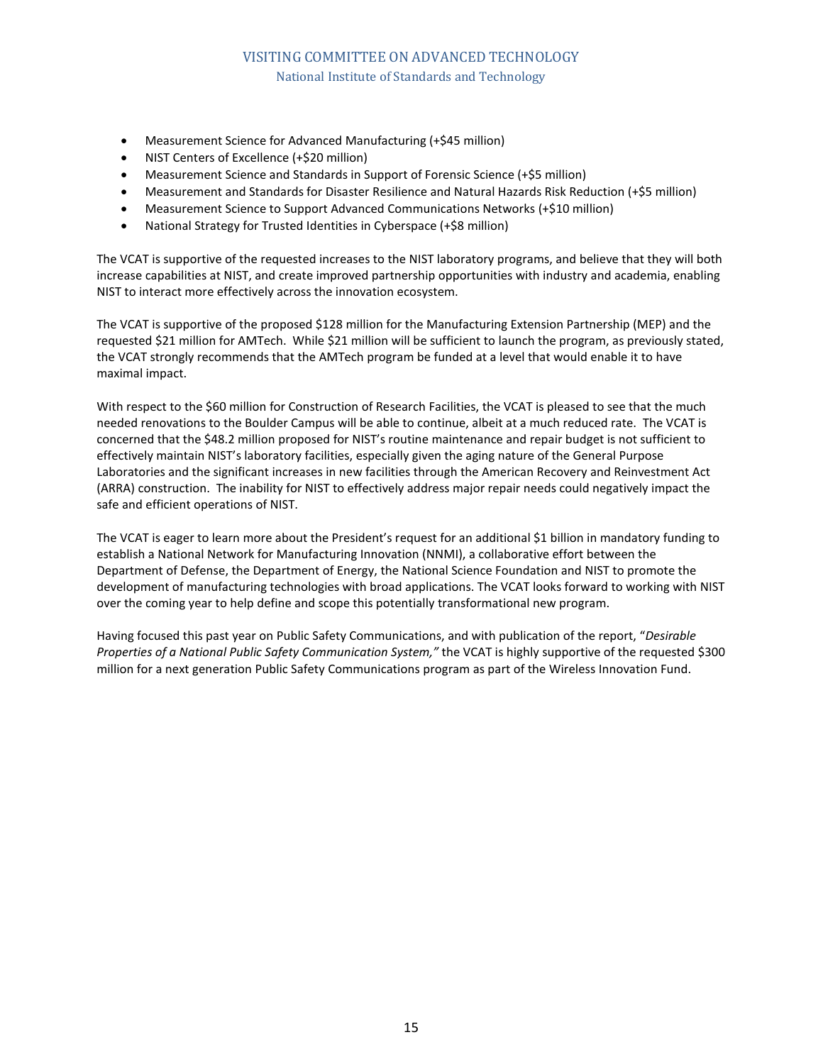- Measurement Science for Advanced Manufacturing (+$45 million)
- NIST Centers of Excellence (+$20 million)
- Measurement Science and Standards in Support of Forensic Science (+$5 million)
- Measurement and Standards for Disaster Resilience and Natural Hazards Risk Reduction (+$5 million)
- Measurement Science to Support Advanced Communications Networks (+$10 million)
- National Strategy for Trusted Identities in Cyberspace (+$8 million)

The VCAT is supportive of the requested increases to the NIST laboratory programs, and believe that they will both increase capabilities at NIST, and create improved partnership opportunities with industry and academia, enabling NIST to interact more effectively across the innovation ecosystem.

The VCAT is supportive of the proposed $128 million for the Manufacturing Extension Partnership (MEP) and the requested $21 million for AMTech. While $21 million will be sufficient to launch the program, as previously stated, the VCAT strongly recommends that the AMTech program be funded at a level that would enable it to have maximal impact.

With respect to the $60 million for Construction of Research Facilities, the VCAT is pleased to see that the much needed renovations to the Boulder Campus will be able to continue, albeit at a much reduced rate. The VCAT is concerned that the $48.2 million proposed for NIST's routine maintenance and repair budget is not sufficient to effectively maintain NIST's laboratory facilities, especially given the aging nature of the General Purpose Laboratories and the significant increases in new facilities through the American Recovery and Reinvestment Act (ARRA) construction. The inability for NIST to effectively address major repair needs could negatively impact the safe and efficient operations of NIST.

The VCAT is eager to learn more about the President's request for an additional $1 billion in mandatory funding to establish a National Network for Manufacturing Innovation (NNMI), a collaborative effort between the Department of Defense, the Department of Energy, the National Science Foundation and NIST to promote the development of manufacturing technologies with broad applications. The VCAT looks forward to working with NIST over the coming year to help define and scope this potentially transformational new program.

Having focused this past year on Public Safety Communications, and with publication of the report, "*Desirable Properties of a National Public Safety Communication System,"* the VCAT is highly supportive of the requested $300 million for a next generation Public Safety Communications program as part of the Wireless Innovation Fund.